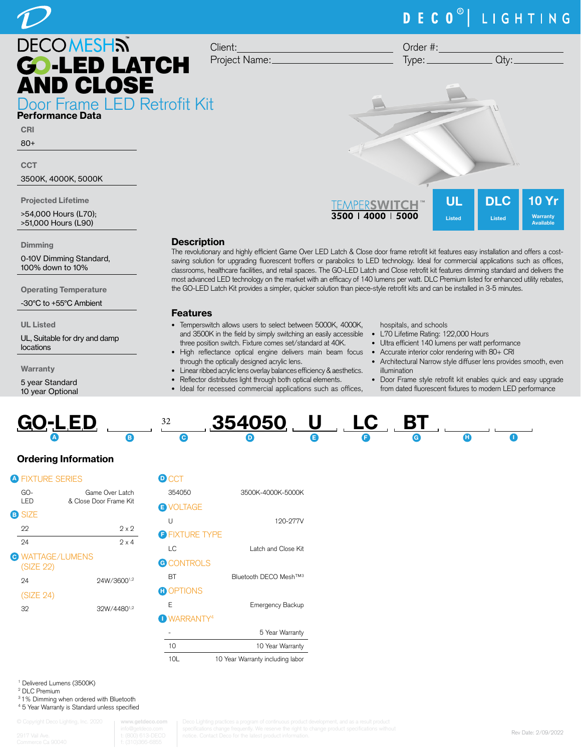DECO® | LIGHTING

# DECO MESH™ GO-LED LATCH AND CLOSE

## Door Frame LED Retrofit Kit

Client: ______________________ Order #: ______________________

Project Name: ______________________ Type: ____________ Qty: ________

## Performance Data

**CRI**

80+

**CCT**

3500K, 4000K, 5000K

**Projected Lifetime**

>54,000 Hours (L70);
>51,000 Hours (L90)

**Dimming**

0-10V Dimming Standard, 100% down to 10%

**Operating Temperature**

-30°C to +55°C Ambient

**UL Listed**

UL, Suitable for dry and damp locations

**Warranty**

5 year Standard
10 year Optional

TEMPERSWITCH™ 3500 | 4000 | 5000

UL Listed | DLC Listed | 10 Yr Warranty Available

## Description

The revolutionary and highly efficient Game Over LED Latch & Close door frame retrofit kit features easy installation and offers a cost-saving solution for upgrading fluorescent troffers or parabolics to LED technology. Ideal for commercial applications such as offices, classrooms, healthcare facilities, and retail spaces. The GO-LED Latch and Close retrofit kit features dimming standard and delivers the most advanced LED technology on the market with an efficacy of 140 lumens per watt. DLC Premium listed for enhanced utility rebates, the GO-LED Latch Kit provides a simpler, quicker solution than piece-style retrofit kits and can be installed in 3-5 minutes.

## Features

- Temperswitch allows users to select between 5000K, 4000K, and 3500K in the field by simply switching an easily accessible three position switch. Fixture comes set/standard at 40K.
- High reflectance optical engine delivers main beam focus through the optically designed acrylic lens.
- Linear ribbed acrylic lens overlay balances efficiency & aesthetics.
- Reflector distributes light through both optical elements.
- Ideal for recessed commercial applications such as offices, hospitals, and schools
- L70 Lifetime Rating: 122,000 Hours
- Ultra efficient 140 lumens per watt performance
- Accurate interior color rendering with 80+ CRI
- Architectural Narrow style diffuser lens provides smooth, even illumination
- Door Frame style retrofit kit enables quick and easy upgrade from dated fluorescent fixtures to modern LED performance

| GO-LED | ____ | 32 | 354050 | U | LC | BT | ____ | ____ |
|---|---|---|---|---|---|---|---|---|
| A | B | C | D | E | F | G | H | I |

## Ordering Information

**A FIXTURE SERIES**

| | |
|---|---|
| GO-LED | Game Over Latch & Close Door Frame Kit |

**B SIZE**

| | |
|---|---|
| 22 | 2 x 2 |
| 24 | 2 x 4 |

**C WATTAGE/LUMENS**

(SIZE 22)

| | |
|---|---|
| 24 | 24W/3600[1,2] |

(SIZE 24)

| | |
|---|---|
| 32 | 32W/4480[1,2] |

**D CCT**

| | |
|---|---|
| 354050 | 3500K-4000K-5000K |

**E VOLTAGE**

| | |
|---|---|
| U | 120-277V |

**F FIXTURE TYPE**

| | |
|---|---|
| LC | Latch and Close Kit |

**G CONTROLS**

| | |
|---|---|
| BT | Bluetooth DECO Mesh™[3] |

**H OPTIONS**

| | |
|---|---|
| E | Emergency Backup |

**I WARRANTY[4]**

| | |
|---|---|
| - | 5 Year Warranty |
| 10 | 10 Year Warranty |
| 10L | 10 Year Warranty including labor |

[1] Delivered Lumens (3500K)
[2] DLC Premium
[3] 1% Dimming when ordered with Bluetooth
[4] 5 Year Warranty is Standard unless specified

© Copyright Deco Lighting, Inc. 2020 | 2917 Vail Ave. Commerce Ca 90040 | www.getdeco.com | info@getdeco.com | t: (800) 613-DECO | f: (310)366-6855

Deco Lighting practices a program of continuous product development, and as a result product specifications change frequently. We reserve the right to change product specifications without notice. Contact Deco for the latest product information.

Rev Date: 2/09/2022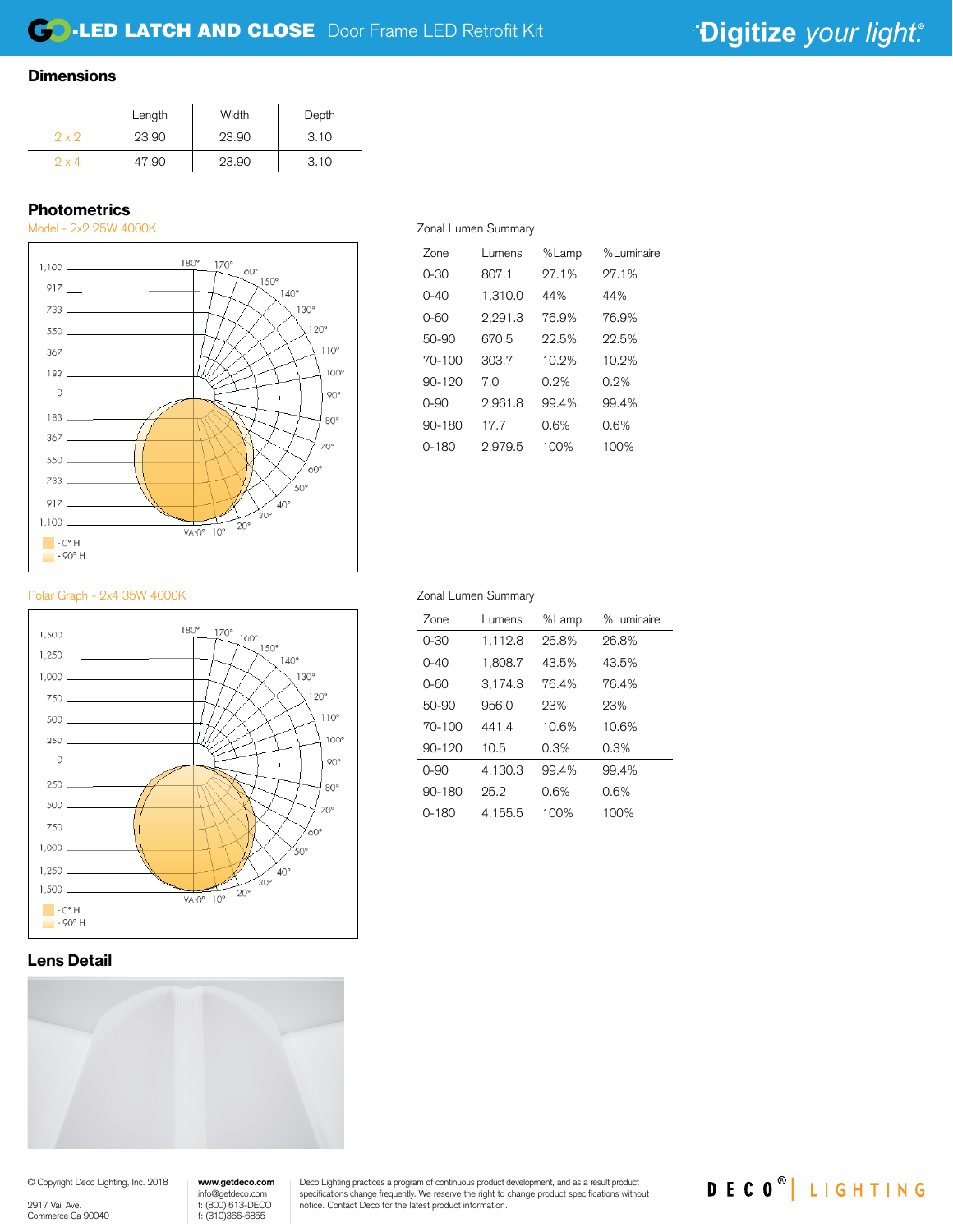## Dimensions

| | Length | Width | Depth |
|---|---|---|---|
| 2 x 2 | 23.90 | 23.90 | 3.10 |
| 2 x 4 | 47.90 | 23.90 | 3.10 |

## Photometrics

Model - 2x2 25W 4000K

1,100
917
733
550
367
183
0
183
367
550
733
917
1,100

180° 170° 160° 150° 140° 130° 120° 110° 100° 90° 80° 70° 60° 50° 40° 30° 20° 10° VA:0°

- 0° H
- 90° H

Zonal Lumen Summary

| Zone | Lumens | %Lamp | %Luminaire |
|---|---|---|---|
| 0-30 | 807.1 | 27.1% | 27.1% |
| 0-40 | 1,310.0 | 44% | 44% |
| 0-60 | 2,291.3 | 76.9% | 76.9% |
| 50-90 | 670.5 | 22.5% | 22.5% |
| 70-100 | 303.7 | 10.2% | 10.2% |
| 90-120 | 7.0 | 0.2% | 0.2% |
| 0-90 | 2,961.8 | 99.4% | 99.4% |
| 90-180 | 17.7 | 0.6% | 0.6% |
| 0-180 | 2,979.5 | 100% | 100% |

Polar Graph - 2x4 35W 4000K

1,500
1,250
1,000
750
500
250
0
250
500
750
1,000
1,250
1,500

180° 170° 160° 150° 140° 130° 120° 110° 100° 90° 80° 70° 60° 50° 40° 30° 20° 10° VA:0°

- 0° H
- 90° H

Zonal Lumen Summary

| Zone | Lumens | %Lamp | %Luminaire |
|---|---|---|---|
| 0-30 | 1,112.8 | 26.8% | 26.8% |
| 0-40 | 1,808.7 | 43.5% | 43.5% |
| 0-60 | 3,174.3 | 76.4% | 76.4% |
| 50-90 | 956.0 | 23% | 23% |
| 70-100 | 441.4 | 10.6% | 10.6% |
| 90-120 | 10.5 | 0.3% | 0.3% |
| 0-90 | 4,130.3 | 99.4% | 99.4% |
| 90-180 | 25.2 | 0.6% | 0.6% |
| 0-180 | 4,155.5 | 100% | 100% |

## Lens Detail

© Copyright Deco Lighting, Inc. 2018

2917 Vail Ave.
Commerce Ca 90040

www.getdeco.com
info@getdeco.com
t: (800) 613-DECO
f: (310)366-6855

Deco Lighting practices a program of continuous product development, and as a result product specifications change frequently. We reserve the right to change product specifications without notice. Contact Deco for the latest product information.

DECO® | LIGHTING